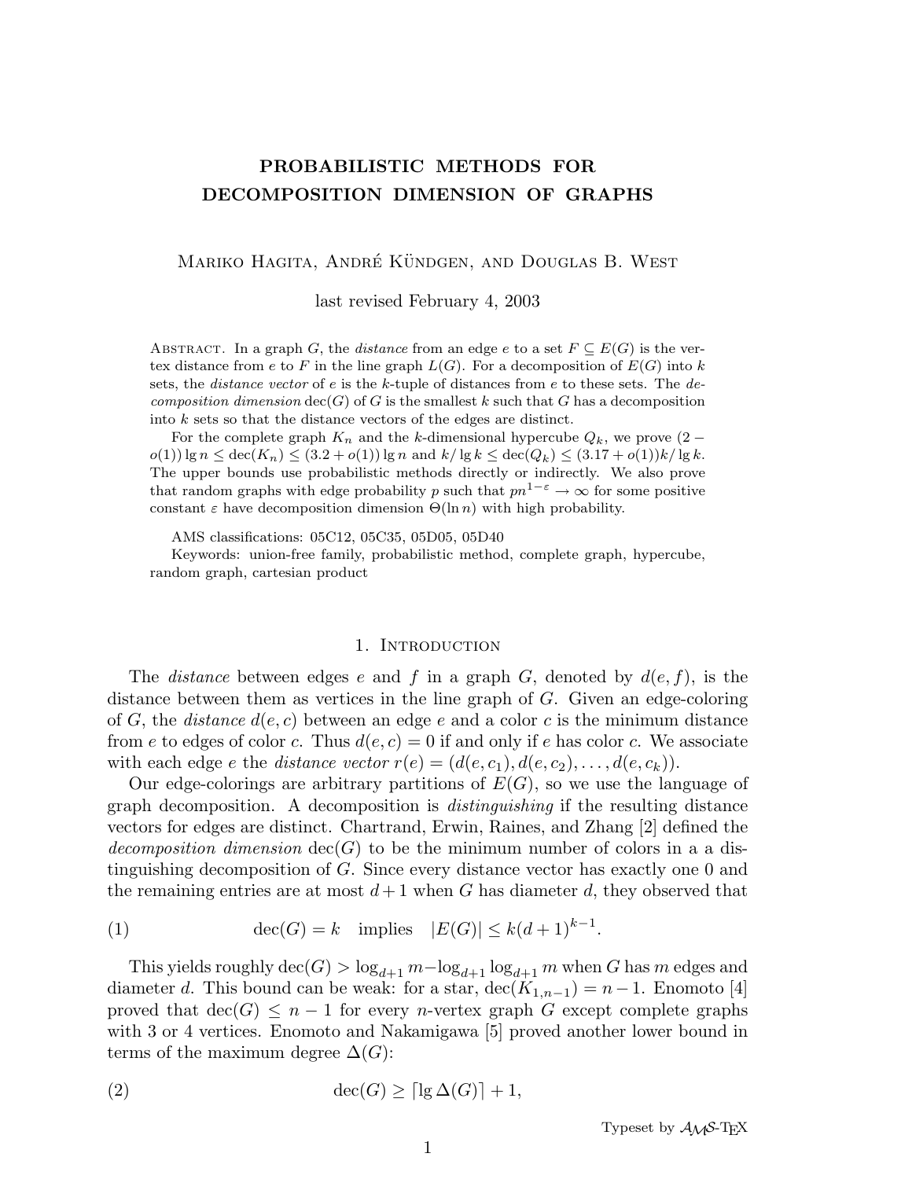# PROBABILISTIC METHODS FOR DECOMPOSITION DIMENSION OF GRAPHS

Mariko Hagita, André Kündgen, and Douglas B. West

last revised February 4, 2003

Abstract. In a graph $G$, the *distance* from an edge $e$ to a set $F \subseteq E(G)$ is the vertex distance from $e$ to $F$ in the line graph $L(G)$. For a decomposition of $E(G)$ into $k$ sets, the *distance vector* of $e$ is the $k$-tuple of distances from $e$ to these sets. The *decomposition dimension* $\operatorname{dec}(G)$ of $G$ is the smallest $k$ such that $G$ has a decomposition into $k$ sets so that the distance vectors of the edges are distinct.

For the complete graph $K_n$ and the $k$-dimensional hypercube $Q_k$, we prove $(2 - o(1)) \lg n \le \operatorname{dec}(K_n) \le (3.2 + o(1)) \lg n$ and $k/\lg k \le \operatorname{dec}(Q_k) \le (3.17 + o(1))k/\lg k$. The upper bounds use probabilistic methods directly or indirectly. We also prove that random graphs with edge probability $p$ such that $pn^{1-\varepsilon} \to \infty$ for some positive constant $\varepsilon$ have decomposition dimension $\Theta(\ln n)$ with high probability.

AMS classifications: 05C12, 05C35, 05D05, 05D40

Keywords: union-free family, probabilistic method, complete graph, hypercube, random graph, cartesian product

## 1. Introduction

The *distance* between edges $e$ and $f$ in a graph $G$, denoted by $d(e, f)$, is the distance between them as vertices in the line graph of $G$. Given an edge-coloring of $G$, the *distance* $d(e, c)$ between an edge $e$ and a color $c$ is the minimum distance from $e$ to edges of color $c$. Thus $d(e, c) = 0$ if and only if $e$ has color $c$. We associate with each edge $e$ the *distance vector* $r(e) = (d(e, c_1), d(e, c_2), \dots, d(e, c_k))$.

Our edge-colorings are arbitrary partitions of $E(G)$, so we use the language of graph decomposition. A decomposition is *distinguishing* if the resulting distance vectors for edges are distinct. Chartrand, Erwin, Raines, and Zhang [2] defined the *decomposition dimension* $\operatorname{dec}(G)$ to be the minimum number of colors in a a distinguishing decomposition of $G$. Since every distance vector has exactly one 0 and the remaining entries are at most $d+1$ when $G$ has diameter $d$, they observed that

$$\operatorname{dec}(G) = k \quad \text{implies} \quad |E(G)| \le k(d+1)^{k-1}. \tag{1}$$

This yields roughly $\operatorname{dec}(G) > \log_{d+1} m - \log_{d+1} \log_{d+1} m$ when $G$ has $m$ edges and diameter $d$. This bound can be weak: for a star, $\operatorname{dec}(K_{1,n-1}) = n - 1$. Enomoto [4] proved that $\operatorname{dec}(G) \le n - 1$ for every $n$-vertex graph $G$ except complete graphs with 3 or 4 vertices. Enomoto and Nakamigawa [5] proved another lower bound in terms of the maximum degree $\Delta(G)$:

$$\operatorname{dec}(G) \ge \lceil \lg \Delta(G) \rceil + 1, \tag{2}$$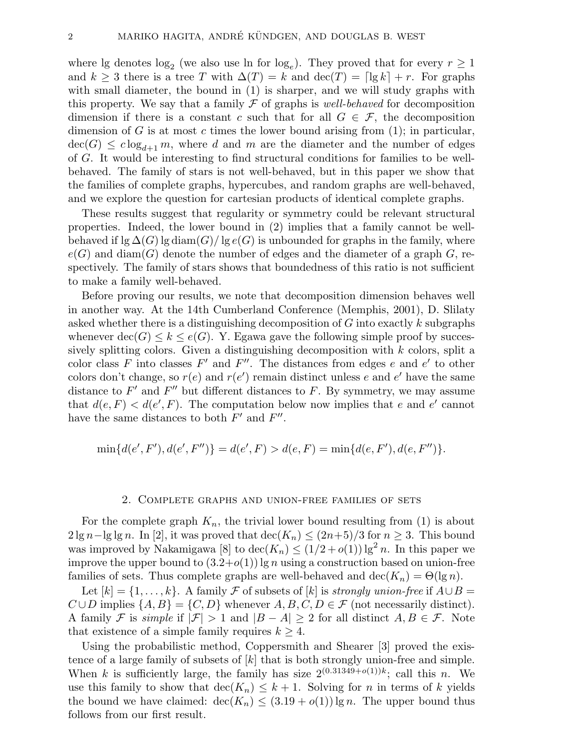where lg denotes $\log_2$ (we also use ln for $\log_e$). They proved that for every $r \geq 1$ and $k \geq 3$ there is a tree $T$ with $\Delta(T) = k$ and $\mathrm{dec}(T) = \lceil \lg k \rceil + r$. For graphs with small diameter, the bound in (1) is sharper, and we will study graphs with this property. We say that a family $\mathcal{F}$ of graphs is *well-behaved* for decomposition dimension if there is a constant $c$ such that for all $G \in \mathcal{F}$, the decomposition dimension of $G$ is at most $c$ times the lower bound arising from (1); in particular, $\mathrm{dec}(G) \leq c \log_{d+1} m$, where $d$ and $m$ are the diameter and the number of edges of $G$. It would be interesting to find structural conditions for families to be well-behaved. The family of stars is not well-behaved, but in this paper we show that the families of complete graphs, hypercubes, and random graphs are well-behaved, and we explore the question for cartesian products of identical complete graphs.

These results suggest that regularity or symmetry could be relevant structural properties. Indeed, the lower bound in (2) implies that a family cannot be well-behaved if $\lg \Delta(G) \lg \mathrm{diam}(G) / \lg e(G)$ is unbounded for graphs in the family, where $e(G)$ and $\mathrm{diam}(G)$ denote the number of edges and the diameter of a graph $G$, respectively. The family of stars shows that boundedness of this ratio is not sufficient to make a family well-behaved.

Before proving our results, we note that decomposition dimension behaves well in another way. At the 14th Cumberland Conference (Memphis, 2001), D. Slilaty asked whether there is a distinguishing decomposition of $G$ into exactly $k$ subgraphs whenever $\mathrm{dec}(G) \leq k \leq e(G)$. Y. Egawa gave the following simple proof by successively splitting colors. Given a distinguishing decomposition with $k$ colors, split a color class $F$ into classes $F'$ and $F''$. The distances from edges $e$ and $e'$ to other colors don't change, so $r(e)$ and $r(e')$ remain distinct unless $e$ and $e'$ have the same distance to $F'$ and $F''$ but different distances to $F$. By symmetry, we may assume that $d(e, F) < d(e', F)$. The computation below now implies that $e$ and $e'$ cannot have the same distances to both $F'$ and $F''$.

$$\min\{d(e', F'), d(e', F'')\} = d(e', F) > d(e, F) = \min\{d(e, F'), d(e, F'')\}.$$

## 2. Complete graphs and union-free families of sets

For the complete graph $K_n$, the trivial lower bound resulting from (1) is about $2 \lg n - \lg \lg n$. In [2], it was proved that $\mathrm{dec}(K_n) \leq (2n+5)/3$ for $n \geq 3$. This bound was improved by Nakamigawa [8] to $\mathrm{dec}(K_n) \leq (1/2 + o(1)) \lg^2 n$. In this paper we improve the upper bound to $(3.2 + o(1)) \lg n$ using a construction based on union-free families of sets. Thus complete graphs are well-behaved and $\mathrm{dec}(K_n) = \Theta(\lg n)$.

Let $[k] = \{1, \ldots, k\}$. A family $\mathcal{F}$ of subsets of $[k]$ is *strongly union-free* if $A \cup B = C \cup D$ implies $\{A, B\} = \{C, D\}$ whenever $A, B, C, D \in \mathcal{F}$ (not necessarily distinct). A family $\mathcal{F}$ is *simple* if $|\mathcal{F}| > 1$ and $|B - A| \geq 2$ for all distinct $A, B \in \mathcal{F}$. Note that existence of a simple family requires $k \geq 4$.

Using the probabilistic method, Coppersmith and Shearer [3] proved the existence of a large family of subsets of $[k]$ that is both strongly union-free and simple. When $k$ is sufficiently large, the family has size $2^{(0.31349+o(1))k}$; call this $n$. We use this family to show that $\mathrm{dec}(K_n) \leq k+1$. Solving for $n$ in terms of $k$ yields the bound we have claimed: $\mathrm{dec}(K_n) \leq (3.19 + o(1)) \lg n$. The upper bound thus follows from our first result.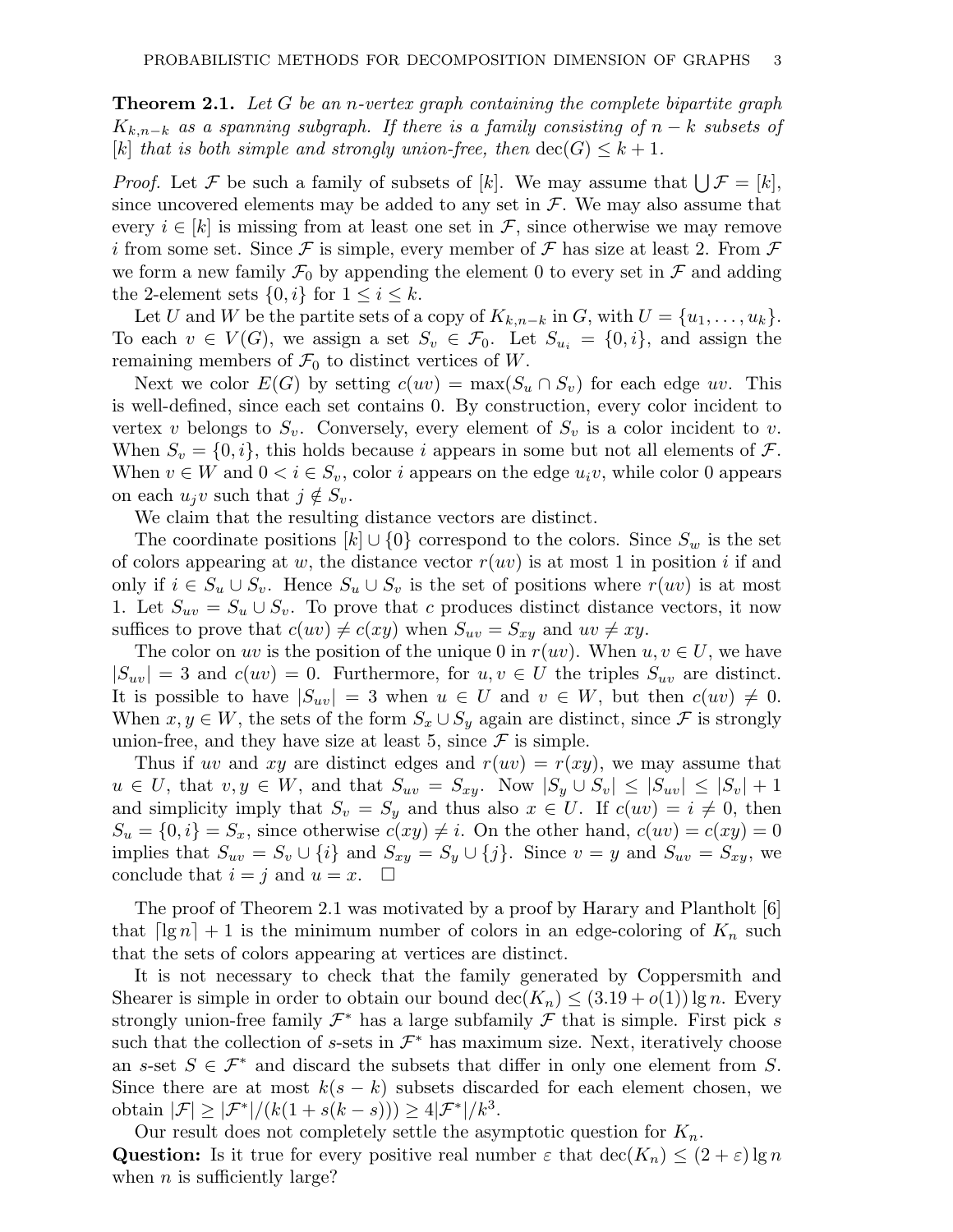**Theorem 2.1.** *Let $G$ be an $n$-vertex graph containing the complete bipartite graph $K_{k,n-k}$ as a spanning subgraph. If there is a family consisting of $n-k$ subsets of $[k]$ that is both simple and strongly union-free, then $\operatorname{dec}(G) \le k+1$.*

*Proof.* Let $\mathcal{F}$ be such a family of subsets of $[k]$. We may assume that $\bigcup \mathcal{F} = [k]$, since uncovered elements may be added to any set in $\mathcal{F}$. We may also assume that every $i \in [k]$ is missing from at least one set in $\mathcal{F}$, since otherwise we may remove $i$ from some set. Since $\mathcal{F}$ is simple, every member of $\mathcal{F}$ has size at least 2. From $\mathcal{F}$ we form a new family $\mathcal{F}_0$ by appending the element 0 to every set in $\mathcal{F}$ and adding the 2-element sets $\{0, i\}$ for $1 \le i \le k$.

Let $U$ and $W$ be the partite sets of a copy of $K_{k,n-k}$ in $G$, with $U = \{u_1, \ldots, u_k\}$. To each $v \in V(G)$, we assign a set $S_v \in \mathcal{F}_0$. Let $S_{u_i} = \{0, i\}$, and assign the remaining members of $\mathcal{F}_0$ to distinct vertices of $W$.

Next we color $E(G)$ by setting $c(uv) = \max(S_u \cap S_v)$ for each edge $uv$. This is well-defined, since each set contains 0. By construction, every color incident to vertex $v$ belongs to $S_v$. Conversely, every element of $S_v$ is a color incident to $v$. When $S_v = \{0, i\}$, this holds because $i$ appears in some but not all elements of $\mathcal{F}$. When $v \in W$ and $0 < i \in S_v$, color $i$ appears on the edge $u_i v$, while color 0 appears on each $u_j v$ such that $j \notin S_v$.

We claim that the resulting distance vectors are distinct.

The coordinate positions $[k] \cup \{0\}$ correspond to the colors. Since $S_w$ is the set of colors appearing at $w$, the distance vector $r(uv)$ is at most 1 in position $i$ if and only if $i \in S_u \cup S_v$. Hence $S_u \cup S_v$ is the set of positions where $r(uv)$ is at most 1. Let $S_{uv} = S_u \cup S_v$. To prove that $c$ produces distinct distance vectors, it now suffices to prove that $c(uv) \ne c(xy)$ when $S_{uv} = S_{xy}$ and $uv \ne xy$.

The color on $uv$ is the position of the unique 0 in $r(uv)$. When $u, v \in U$, we have $|S_{uv}| = 3$ and $c(uv) = 0$. Furthermore, for $u, v \in U$ the triples $S_{uv}$ are distinct. It is possible to have $|S_{uv}| = 3$ when $u \in U$ and $v \in W$, but then $c(uv) \ne 0$. When $x, y \in W$, the sets of the form $S_x \cup S_y$ again are distinct, since $\mathcal{F}$ is strongly union-free, and they have size at least 5, since $\mathcal{F}$ is simple.

Thus if $uv$ and $xy$ are distinct edges and $r(uv) = r(xy)$, we may assume that $u \in U$, that $v, y \in W$, and that $S_{uv} = S_{xy}$. Now $|S_y \cup S_v| \le |S_{uv}| \le |S_v| + 1$ and simplicity imply that $S_v = S_y$ and thus also $x \in U$. If $c(uv) = i \ne 0$, then $S_u = \{0, i\} = S_x$, since otherwise $c(xy) \ne i$. On the other hand, $c(uv) = c(xy) = 0$ implies that $S_{uv} = S_v \cup \{i\}$ and $S_{xy} = S_y \cup \{j\}$. Since $v = y$ and $S_{uv} = S_{xy}$, we conclude that $i = j$ and $u = x$. $\square$

The proof of Theorem 2.1 was motivated by a proof by Harary and Plantholt [6] that $\lceil \lg n \rceil + 1$ is the minimum number of colors in an edge-coloring of $K_n$ such that the sets of colors appearing at vertices are distinct.

It is not necessary to check that the family generated by Coppersmith and Shearer is simple in order to obtain our bound $\operatorname{dec}(K_n) \le (3.19 + o(1)) \lg n$. Every strongly union-free family $\mathcal{F}^*$ has a large subfamily $\mathcal{F}$ that is simple. First pick $s$ such that the collection of $s$-sets in $\mathcal{F}^*$ has maximum size. Next, iteratively choose an $s$-set $S \in \mathcal{F}^*$ and discard the subsets that differ in only one element from $S$. Since there are at most $k(s-k)$ subsets discarded for each element chosen, we obtain $|\mathcal{F}| \ge |\mathcal{F}^*|/(k(1 + s(k-s))) \ge 4|\mathcal{F}^*|/k^3$.

Our result does not completely settle the asymptotic question for $K_n$.

**Question:** Is it true for every positive real number $\varepsilon$ that $\operatorname{dec}(K_n) \le (2 + \varepsilon) \lg n$ when $n$ is sufficiently large?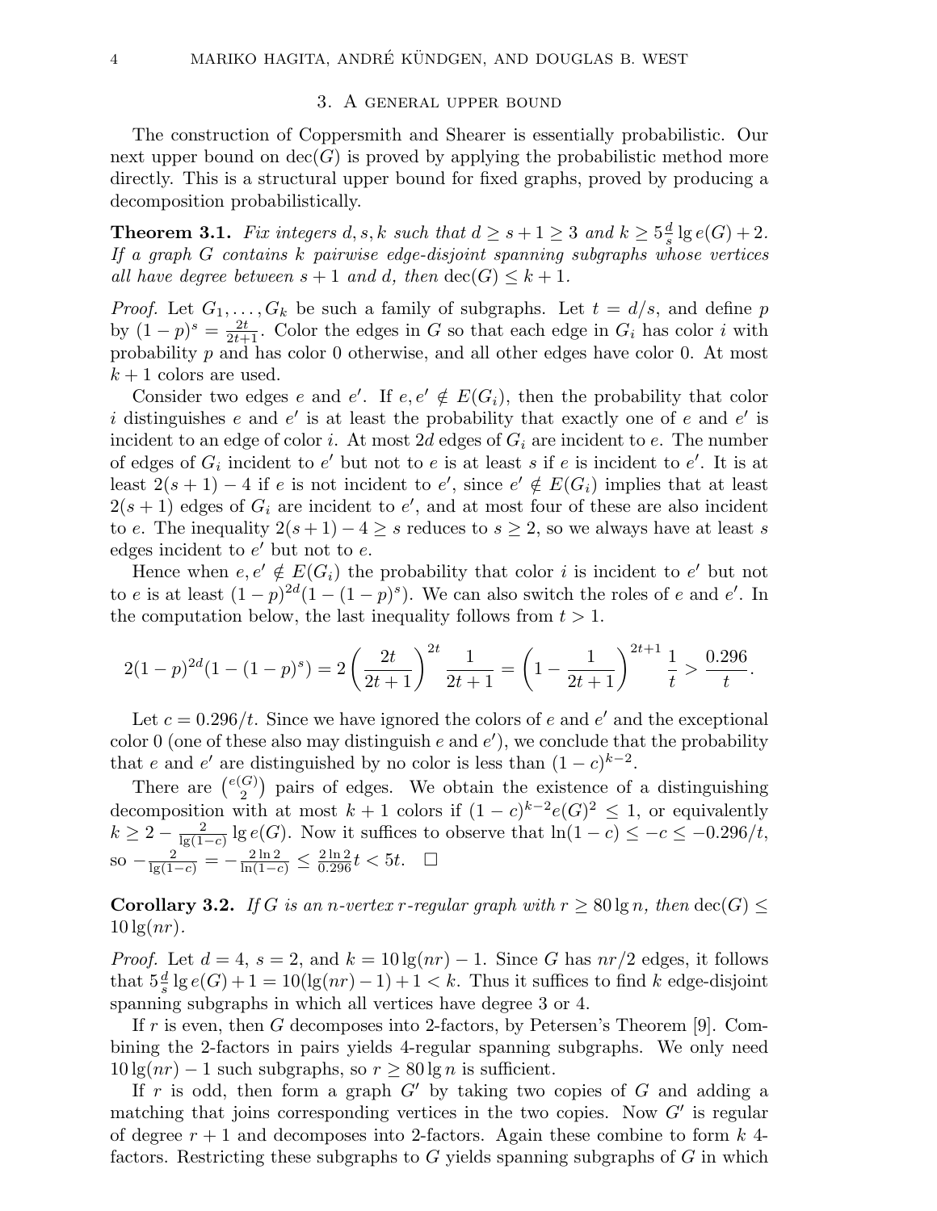## 3. A general upper bound

The construction of Coppersmith and Shearer is essentially probabilistic. Our next upper bound on $\mathrm{dec}(G)$ is proved by applying the probabilistic method more directly. This is a structural upper bound for fixed graphs, proved by producing a decomposition probabilistically.

**Theorem 3.1.** *Fix integers $d, s, k$ such that $d \ge s+1 \ge 3$ and $k \ge 5\frac{d}{s}\lg e(G)+2$. If a graph $G$ contains $k$ pairwise edge-disjoint spanning subgraphs whose vertices all have degree between $s+1$ and $d$, then $\mathrm{dec}(G) \le k+1$.*

*Proof.* Let $G_1, \ldots, G_k$ be such a family of subgraphs. Let $t = d/s$, and define $p$ by $(1-p)^s = \frac{2t}{2t+1}$. Color the edges in $G$ so that each edge in $G_i$ has color $i$ with probability $p$ and has color 0 otherwise, and all other edges have color 0. At most $k+1$ colors are used.

Consider two edges $e$ and $e'$. If $e, e' \notin E(G_i)$, then the probability that color $i$ distinguishes $e$ and $e'$ is at least the probability that exactly one of $e$ and $e'$ is incident to an edge of color $i$. At most $2d$ edges of $G_i$ are incident to $e$. The number of edges of $G_i$ incident to $e'$ but not to $e$ is at least $s$ if $e$ is incident to $e'$. It is at least $2(s+1)-4$ if $e$ is not incident to $e'$, since $e' \notin E(G_i)$ implies that at least $2(s+1)$ edges of $G_i$ are incident to $e'$, and at most four of these are also incident to $e$. The inequality $2(s+1)-4 \ge s$ reduces to $s \ge 2$, so we always have at least $s$ edges incident to $e'$ but not to $e$.

Hence when $e, e' \notin E(G_i)$ the probability that color $i$ is incident to $e'$ but not to $e$ is at least $(1-p)^{2d}(1-(1-p)^s)$. We can also switch the roles of $e$ and $e'$. In the computation below, the last inequality follows from $t > 1$.

$$2(1-p)^{2d}(1-(1-p)^s) = 2\left(\frac{2t}{2t+1}\right)^{2t}\frac{1}{2t+1} = \left(1-\frac{1}{2t+1}\right)^{2t+1}\frac{1}{t} > \frac{0.296}{t}.$$

Let $c = 0.296/t$. Since we have ignored the colors of $e$ and $e'$ and the exceptional color 0 (one of these also may distinguish $e$ and $e'$), we conclude that the probability that $e$ and $e'$ are distinguished by no color is less than $(1-c)^{k-2}$.

There are $\binom{e(G)}{2}$ pairs of edges. We obtain the existence of a distinguishing decomposition with at most $k+1$ colors if $(1-c)^{k-2}e(G)^2 \le 1$, or equivalently $k \ge 2 - \frac{2}{\lg(1-c)}\lg e(G)$. Now it suffices to observe that $\ln(1-c) \le -c \le -0.296/t$, so $-\frac{2}{\lg(1-c)} = -\frac{2\ln 2}{\ln(1-c)} \le \frac{2\ln 2}{0.296}t < 5t$. $\square$

**Corollary 3.2.** *If $G$ is an $n$-vertex $r$-regular graph with $r \ge 80\lg n$, then $\mathrm{dec}(G) \le 10\lg(nr)$.*

*Proof.* Let $d = 4$, $s = 2$, and $k = 10\lg(nr)-1$. Since $G$ has $nr/2$ edges, it follows that $5\frac{d}{s}\lg e(G)+1 = 10(\lg(nr)-1)+1 < k$. Thus it suffices to find $k$ edge-disjoint spanning subgraphs in which all vertices have degree 3 or 4.

If $r$ is even, then $G$ decomposes into 2-factors, by Petersen's Theorem [9]. Combining the 2-factors in pairs yields 4-regular spanning subgraphs. We only need $10\lg(nr)-1$ such subgraphs, so $r \ge 80\lg n$ is sufficient.

If $r$ is odd, then form a graph $G'$ by taking two copies of $G$ and adding a matching that joins corresponding vertices in the two copies. Now $G'$ is regular of degree $r+1$ and decomposes into 2-factors. Again these combine to form $k$ 4-factors. Restricting these subgraphs to $G$ yields spanning subgraphs of $G$ in which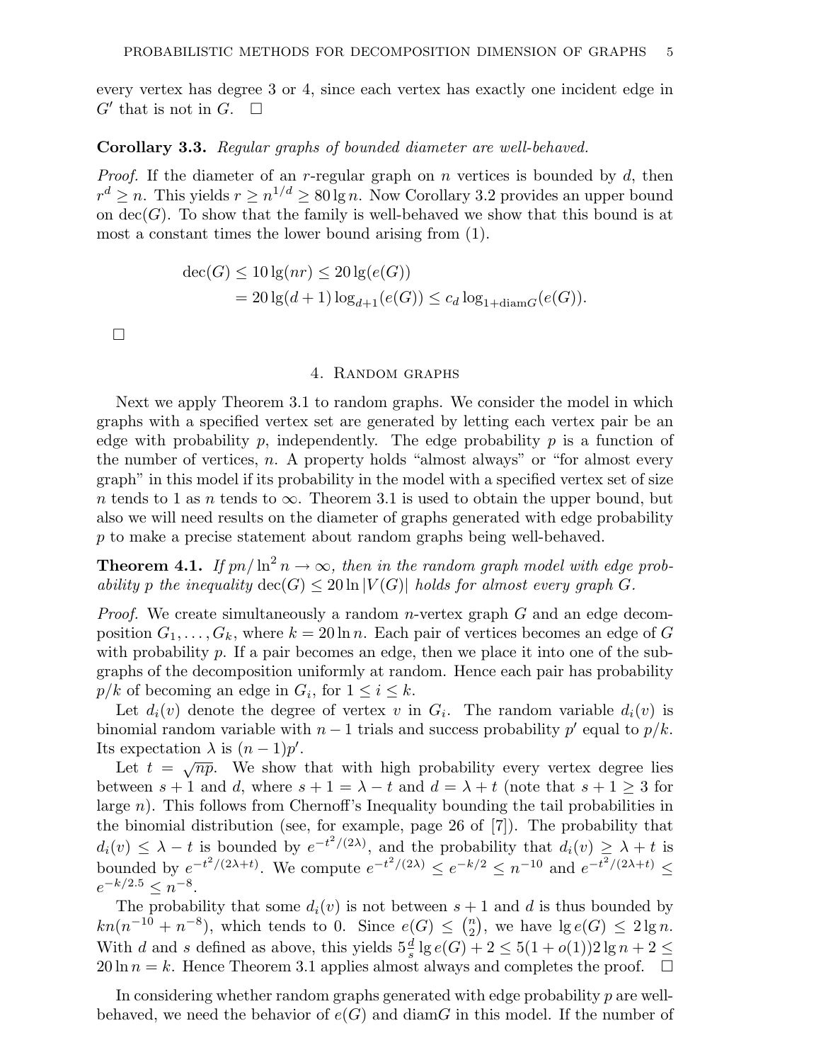every vertex has degree 3 or 4, since each vertex has exactly one incident edge in $G'$ that is not in $G$. $\square$

**Corollary 3.3.** *Regular graphs of bounded diameter are well-behaved.*

*Proof.* If the diameter of an $r$-regular graph on $n$ vertices is bounded by $d$, then $r^d \geq n$. This yields $r \geq n^{1/d} \geq 80 \lg n$. Now Corollary 3.2 provides an upper bound on $\mathrm{dec}(G)$. To show that the family is well-behaved we show that this bound is at most a constant times the lower bound arising from (1).

$$\begin{aligned}\mathrm{dec}(G) &\leq 10 \lg(nr) \leq 20 \lg(e(G)) \\ &= 20 \lg(d+1) \log_{d+1}(e(G)) \leq c_d \log_{1+\mathrm{diam} G}(e(G)).\end{aligned}$$

$\square$

## 4. Random graphs

Next we apply Theorem 3.1 to random graphs. We consider the model in which graphs with a specified vertex set are generated by letting each vertex pair be an edge with probability $p$, independently. The edge probability $p$ is a function of the number of vertices, $n$. A property holds "almost always" or "for almost every graph" in this model if its probability in the model with a specified vertex set of size $n$ tends to 1 as $n$ tends to $\infty$. Theorem 3.1 is used to obtain the upper bound, but also we will need results on the diameter of graphs generated with edge probability $p$ to make a precise statement about random graphs being well-behaved.

**Theorem 4.1.** *If $pn/\ln^2 n \to \infty$, then in the random graph model with edge probability $p$ the inequality $\mathrm{dec}(G) \leq 20 \ln |V(G)|$ holds for almost every graph $G$.*

*Proof.* We create simultaneously a random $n$-vertex graph $G$ and an edge decomposition $G_1, \ldots, G_k$, where $k = 20 \ln n$. Each pair of vertices becomes an edge of $G$ with probability $p$. If a pair becomes an edge, then we place it into one of the subgraphs of the decomposition uniformly at random. Hence each pair has probability $p/k$ of becoming an edge in $G_i$, for $1 \leq i \leq k$.

Let $d_i(v)$ denote the degree of vertex $v$ in $G_i$. The random variable $d_i(v)$ is binomial random variable with $n-1$ trials and success probability $p'$ equal to $p/k$. Its expectation $\lambda$ is $(n-1)p'$.

Let $t = \sqrt{np}$. We show that with high probability every vertex degree lies between $s+1$ and $d$, where $s+1 = \lambda - t$ and $d = \lambda + t$ (note that $s+1 \geq 3$ for large $n$). This follows from Chernoff's Inequality bounding the tail probabilities in the binomial distribution (see, for example, page 26 of [7]). The probability that $d_i(v) \leq \lambda - t$ is bounded by $e^{-t^2/(2\lambda)}$, and the probability that $d_i(v) \geq \lambda + t$ is bounded by $e^{-t^2/(2\lambda+t)}$. We compute $e^{-t^2/(2\lambda)} \leq e^{-k/2} \leq n^{-10}$ and $e^{-t^2/(2\lambda+t)} \leq e^{-k/2.5} \leq n^{-8}$.

The probability that some $d_i(v)$ is not between $s+1$ and $d$ is thus bounded by $kn(n^{-10} + n^{-8})$, which tends to 0. Since $e(G) \leq \binom{n}{2}$, we have $\lg e(G) \leq 2 \lg n$. With $d$ and $s$ defined as above, this yields $5\frac{d}{s} \lg e(G) + 2 \leq 5(1+o(1))2 \lg n + 2 \leq 20 \ln n = k$. Hence Theorem 3.1 applies almost always and completes the proof. $\square$

In considering whether random graphs generated with edge probability $p$ are well-behaved, we need the behavior of $e(G)$ and $\mathrm{diam} G$ in this model. If the number of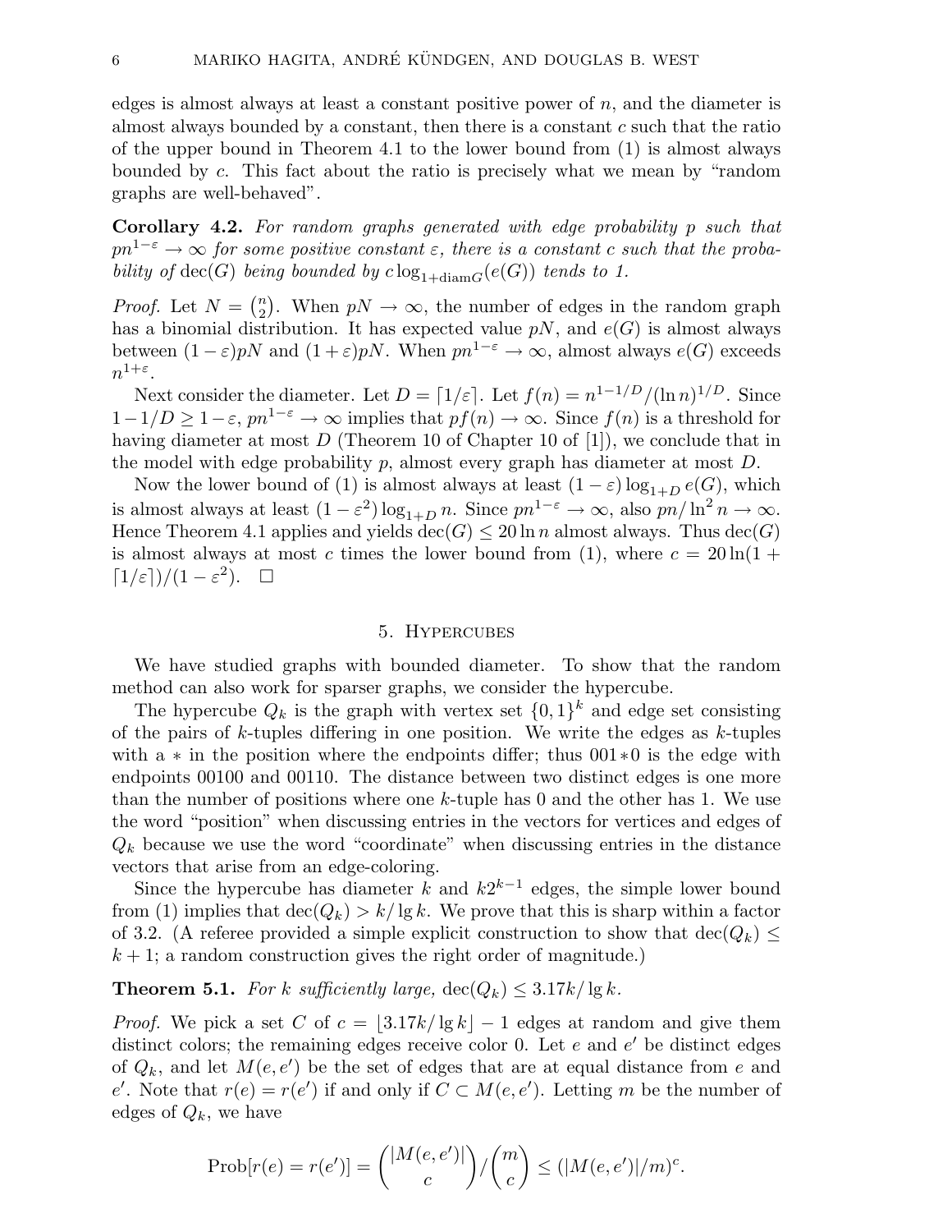edges is almost always at least a constant positive power of $n$, and the diameter is almost always bounded by a constant, then there is a constant $c$ such that the ratio of the upper bound in Theorem 4.1 to the lower bound from (1) is almost always bounded by $c$. This fact about the ratio is precisely what we mean by "random graphs are well-behaved".

**Corollary 4.2.** *For random graphs generated with edge probability $p$ such that $pn^{1-\varepsilon} \to \infty$ for some positive constant $\varepsilon$, there is a constant $c$ such that the probability of $\operatorname{dec}(G)$ being bounded by $c \log_{1+\operatorname{diam} G}(e(G))$ tends to 1.*

*Proof.* Let $N = \binom{n}{2}$. When $pN \to \infty$, the number of edges in the random graph has a binomial distribution. It has expected value $pN$, and $e(G)$ is almost always between $(1-\varepsilon)pN$ and $(1+\varepsilon)pN$. When $pn^{1-\varepsilon} \to \infty$, almost always $e(G)$ exceeds $n^{1+\varepsilon}$.

Next consider the diameter. Let $D = \lceil 1/\varepsilon \rceil$. Let $f(n) = n^{1-1/D}/(\ln n)^{1/D}$. Since $1 - 1/D \geq 1 - \varepsilon$, $pn^{1-\varepsilon} \to \infty$ implies that $pf(n) \to \infty$. Since $f(n)$ is a threshold for having diameter at most $D$ (Theorem 10 of Chapter 10 of [1]), we conclude that in the model with edge probability $p$, almost every graph has diameter at most $D$.

Now the lower bound of (1) is almost always at least $(1-\varepsilon)\log_{1+D} e(G)$, which is almost always at least $(1-\varepsilon^2)\log_{1+D} n$. Since $pn^{1-\varepsilon} \to \infty$, also $pn/\ln^2 n \to \infty$. Hence Theorem 4.1 applies and yields $\operatorname{dec}(G) \leq 20 \ln n$ almost always. Thus $\operatorname{dec}(G)$ is almost always at most $c$ times the lower bound from (1), where $c = 20\ln(1 + \lceil 1/\varepsilon \rceil)/(1-\varepsilon^2)$. $\square$

## 5. Hypercubes

We have studied graphs with bounded diameter. To show that the random method can also work for sparser graphs, we consider the hypercube.

The hypercube $Q_k$ is the graph with vertex set $\{0,1\}^k$ and edge set consisting of the pairs of $k$-tuples differing in one position. We write the edges as $k$-tuples with a $*$ in the position where the endpoints differ; thus $001{*}0$ is the edge with endpoints 00100 and 00110. The distance between two distinct edges is one more than the number of positions where one $k$-tuple has 0 and the other has 1. We use the word "position" when discussing entries in the vectors for vertices and edges of $Q_k$ because we use the word "coordinate" when discussing entries in the distance vectors that arise from an edge-coloring.

Since the hypercube has diameter $k$ and $k2^{k-1}$ edges, the simple lower bound from (1) implies that $\operatorname{dec}(Q_k) > k/\lg k$. We prove that this is sharp within a factor of 3.2. (A referee provided a simple explicit construction to show that $\operatorname{dec}(Q_k) \leq k+1$; a random construction gives the right order of magnitude.)

**Theorem 5.1.** *For $k$ sufficiently large, $\operatorname{dec}(Q_k) \leq 3.17k/\lg k$.*

*Proof.* We pick a set $C$ of $c = \lfloor 3.17k/\lg k \rfloor - 1$ edges at random and give them distinct colors; the remaining edges receive color 0. Let $e$ and $e'$ be distinct edges of $Q_k$, and let $M(e,e')$ be the set of edges that are at equal distance from $e$ and $e'$. Note that $r(e) = r(e')$ if and only if $C \subset M(e,e')$. Letting $m$ be the number of edges of $Q_k$, we have

$$\operatorname{Prob}[r(e) = r(e')] = \binom{|M(e,e')|}{c} \Big/ \binom{m}{c} \leq (|M(e,e')|/m)^c.$$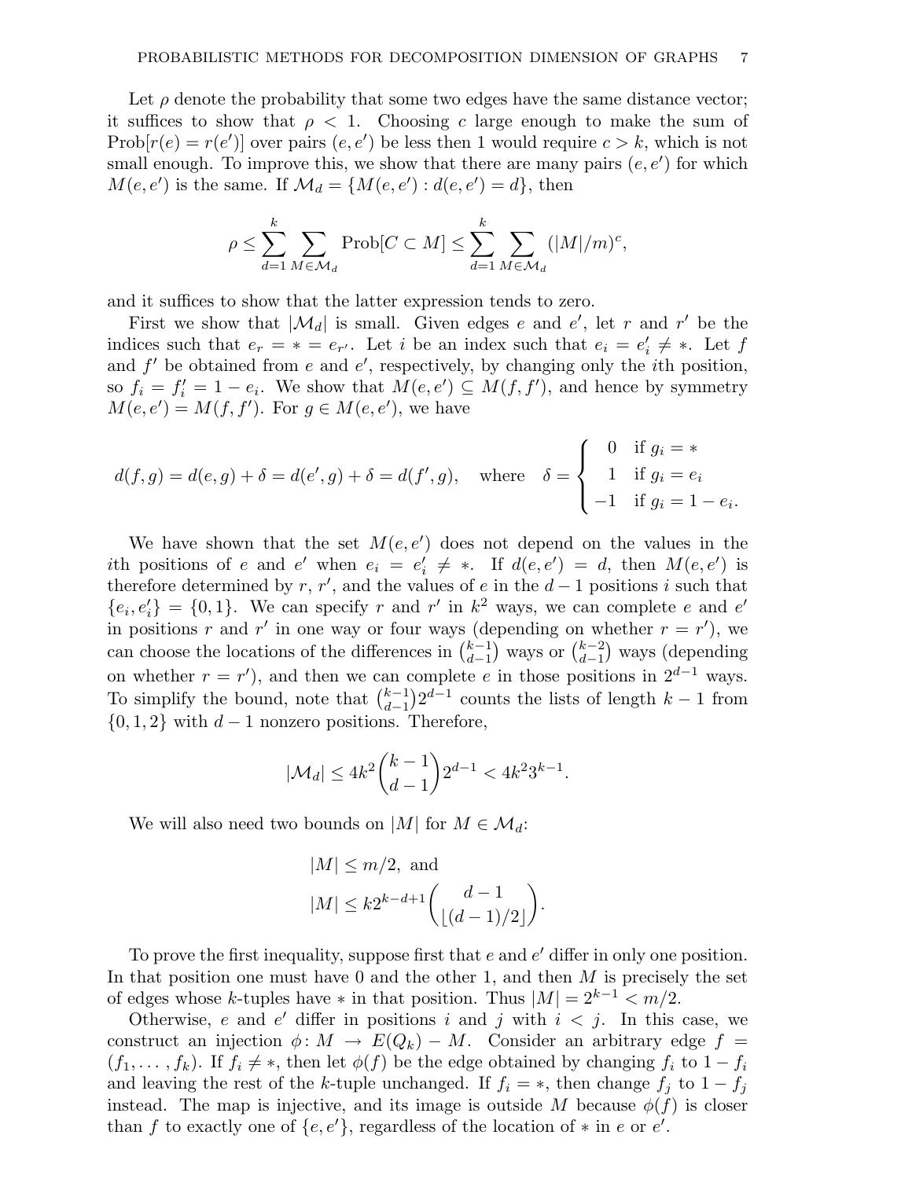Let $\rho$ denote the probability that some two edges have the same distance vector; it suffices to show that $\rho < 1$. Choosing $c$ large enough to make the sum of $\text{Prob}[r(e) = r(e')]$ over pairs $(e, e')$ be less then 1 would require $c > k$, which is not small enough. To improve this, we show that there are many pairs $(e, e')$ for which $M(e, e')$ is the same. If $\mathcal{M}_d = \{M(e, e') : d(e, e') = d\}$, then

$$\rho \leq \sum_{d=1}^{k} \sum_{M \in \mathcal{M}_d} \text{Prob}[C \subset M] \leq \sum_{d=1}^{k} \sum_{M \in \mathcal{M}_d} (|M|/m)^c,$$

and it suffices to show that the latter expression tends to zero.

First we show that $|\mathcal{M}_d|$ is small. Given edges $e$ and $e'$, let $r$ and $r'$ be the indices such that $e_r = * = e_{r'}$. Let $i$ be an index such that $e_i = e'_i \neq *$. Let $f$ and $f'$ be obtained from $e$ and $e'$, respectively, by changing only the $i$th position, so $f_i = f'_i = 1 - e_i$. We show that $M(e, e') \subseteq M(f, f')$, and hence by symmetry $M(e, e') = M(f, f')$. For $g \in M(e, e')$, we have

$$d(f, g) = d(e, g) + \delta = d(e', g) + \delta = d(f', g), \quad \text{where} \quad \delta = \begin{cases} 0 & \text{if } g_i = * \\ 1 & \text{if } g_i = e_i \\ -1 & \text{if } g_i = 1 - e_i. \end{cases}$$

We have shown that the set $M(e, e')$ does not depend on the values in the $i$th positions of $e$ and $e'$ when $e_i = e'_i \neq *$. If $d(e, e') = d$, then $M(e, e')$ is therefore determined by $r$, $r'$, and the values of $e$ in the $d - 1$ positions $i$ such that $\{e_i, e'_i\} = \{0, 1\}$. We can specify $r$ and $r'$ in $k^2$ ways, we can complete $e$ and $e'$ in positions $r$ and $r'$ in one way or four ways (depending on whether $r = r'$), we can choose the locations of the differences in $\binom{k-1}{d-1}$ ways or $\binom{k-2}{d-1}$ ways (depending on whether $r = r'$), and then we can complete $e$ in those positions in $2^{d-1}$ ways. To simplify the bound, note that $\binom{k-1}{d-1}2^{d-1}$ counts the lists of length $k - 1$ from $\{0, 1, 2\}$ with $d - 1$ nonzero positions. Therefore,

$$|\mathcal{M}_d| \leq 4k^2 \binom{k-1}{d-1} 2^{d-1} < 4k^2 3^{k-1}.$$

We will also need two bounds on $|M|$ for $M \in \mathcal{M}_d$:

$$|M| \leq m/2, \text{ and}$$
$$|M| \leq k 2^{k-d+1} \binom{d-1}{\lfloor (d-1)/2 \rfloor}.$$

To prove the first inequality, suppose first that $e$ and $e'$ differ in only one position. In that position one must have 0 and the other 1, and then $M$ is precisely the set of edges whose $k$-tuples have $*$ in that position. Thus $|M| = 2^{k-1} < m/2$.

Otherwise, $e$ and $e'$ differ in positions $i$ and $j$ with $i < j$. In this case, we construct an injection $\phi \colon M \to E(Q_k) - M$. Consider an arbitrary edge $f = (f_1, \ldots, f_k)$. If $f_i \neq *$, then let $\phi(f)$ be the edge obtained by changing $f_i$ to $1 - f_i$ and leaving the rest of the $k$-tuple unchanged. If $f_i = *$, then change $f_j$ to $1 - f_j$ instead. The map is injective, and its image is outside $M$ because $\phi(f)$ is closer than $f$ to exactly one of $\{e, e'\}$, regardless of the location of $*$ in $e$ or $e'$.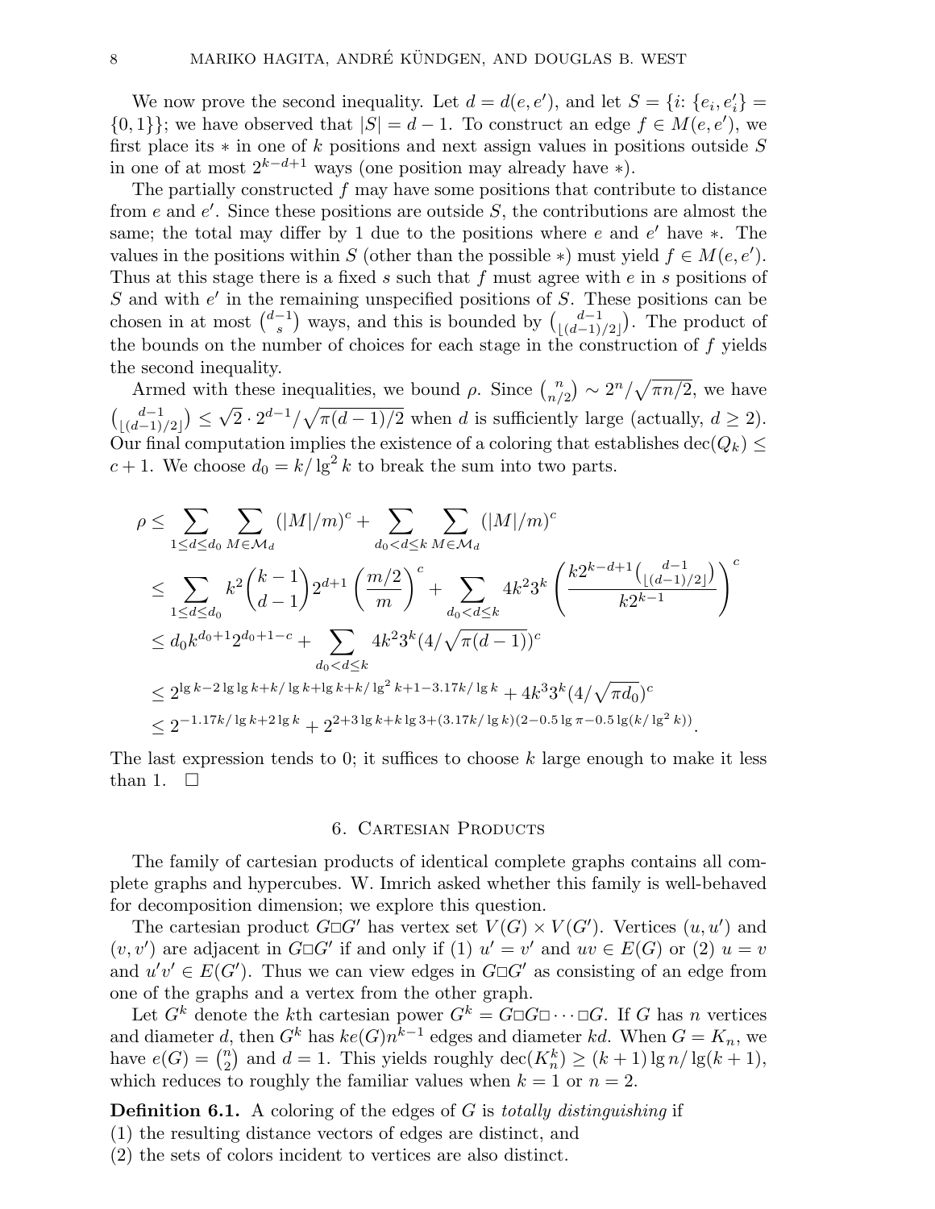We now prove the second inequality. Let $d = d(e, e')$, and let $S = \{i: \{e_i, e'_i\} = \{0, 1\}\}$; we have observed that $|S| = d - 1$. To construct an edge $f \in M(e, e')$, we first place its $*$ in one of $k$ positions and next assign values in positions outside $S$ in one of at most $2^{k-d+1}$ ways (one position may already have $*$).

The partially constructed $f$ may have some positions that contribute to distance from $e$ and $e'$. Since these positions are outside $S$, the contributions are almost the same; the total may differ by 1 due to the positions where $e$ and $e'$ have $*$. The values in the positions within $S$ (other than the possible $*$) must yield $f \in M(e, e')$. Thus at this stage there is a fixed $s$ such that $f$ must agree with $e$ in $s$ positions of $S$ and with $e'$ in the remaining unspecified positions of $S$. These positions can be chosen in at most $\binom{d-1}{s}$ ways, and this is bounded by $\binom{d-1}{\lfloor (d-1)/2 \rfloor}$. The product of the bounds on the number of choices for each stage in the construction of $f$ yields the second inequality.

Armed with these inequalities, we bound $\rho$. Since $\binom{n}{n/2} \sim 2^n/\sqrt{\pi n/2}$, we have $\binom{d-1}{\lfloor (d-1)/2 \rfloor} \le \sqrt{2} \cdot 2^{d-1}/\sqrt{\pi(d-1)/2}$ when $d$ is sufficiently large (actually, $d \ge 2$). Our final computation implies the existence of a coloring that establishes $\operatorname{dec}(Q_k) \le c + 1$. We choose $d_0 = k/\lg^2 k$ to break the sum into two parts.

$$
\begin{aligned}
\rho &\le \sum_{1 \le d \le d_0} \sum_{M \in \mathcal{M}_d} (|M|/m)^c + \sum_{d_0 < d \le k} \sum_{M \in \mathcal{M}_d} (|M|/m)^c \\
&\le \sum_{1 \le d \le d_0} k^2 \binom{k-1}{d-1} 2^{d+1} \left( \frac{m/2}{m} \right)^c + \sum_{d_0 < d \le k} 4k^2 3^k \left( \frac{k 2^{k-d+1} \binom{d-1}{\lfloor (d-1)/2 \rfloor}}{k 2^{k-1}} \right)^c \\
&\le d_0 k^{d_0+1} 2^{d_0+1-c} + \sum_{d_0 < d \le k} 4k^2 3^k (4/\sqrt{\pi(d-1)})^c \\
&\le 2^{\lg k - 2\lg\lg k + k/\lg k + \lg k + k/\lg^2 k + 1 - 3.17k/\lg k} + 4k^3 3^k (4/\sqrt{\pi d_0})^c \\
&\le 2^{-1.17k/\lg k + 2\lg k} + 2^{2 + 3\lg k + k \lg 3 + (3.17k/\lg k)(2 - 0.5\lg \pi - 0.5 \lg(k/\lg^2 k))}.
\end{aligned}
$$

The last expression tends to 0; it suffices to choose $k$ large enough to make it less than 1. $\square$

## 6. Cartesian Products

The family of cartesian products of identical complete graphs contains all complete graphs and hypercubes. W. Imrich asked whether this family is well-behaved for decomposition dimension; we explore this question.

The cartesian product $G \square G'$ has vertex set $V(G) \times V(G')$. Vertices $(u, u')$ and $(v, v')$ are adjacent in $G \square G'$ if and only if (1) $u' = v'$ and $uv \in E(G)$ or (2) $u = v$ and $u'v' \in E(G')$. Thus we can view edges in $G \square G'$ as consisting of an edge from one of the graphs and a vertex from the other graph.

Let $G^k$ denote the $k$th cartesian power $G^k = G \square G \square \cdots \square G$. If $G$ has $n$ vertices and diameter $d$, then $G^k$ has $ke(G)n^{k-1}$ edges and diameter $kd$. When $G = K_n$, we have $e(G) = \binom{n}{2}$ and $d = 1$. This yields roughly $\operatorname{dec}(K_n^k) \ge (k+1)\lg n/\lg(k+1)$, which reduces to roughly the familiar values when $k = 1$ or $n = 2$.

**Definition 6.1.** A coloring of the edges of $G$ is *totally distinguishing* if
(1) the resulting distance vectors of edges are distinct, and
(2) the sets of colors incident to vertices are also distinct.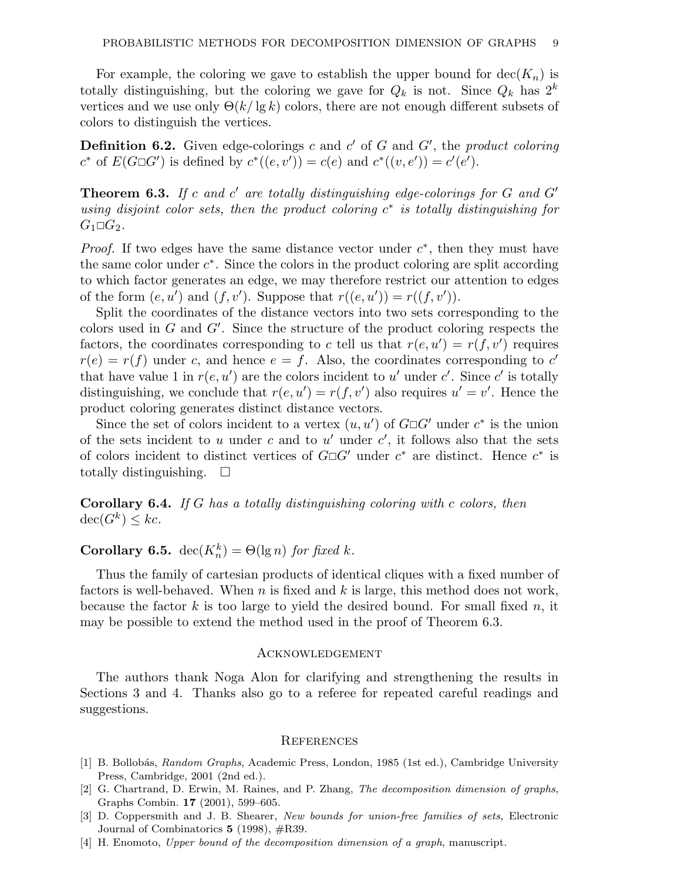For example, the coloring we gave to establish the upper bound for $\mathrm{dec}(K_n)$ is totally distinguishing, but the coloring we gave for $Q_k$ is not. Since $Q_k$ has $2^k$ vertices and we use only $\Theta(k/\lg k)$ colors, there are not enough different subsets of colors to distinguish the vertices.

**Definition 6.2.** Given edge-colorings $c$ and $c'$ of $G$ and $G'$, the *product coloring* $c^*$ of $E(G\square G')$ is defined by $c^*((e,v')) = c(e)$ and $c^*((v,e')) = c'(e')$.

**Theorem 6.3.** *If $c$ and $c'$ are totally distinguishing edge-colorings for $G$ and $G'$ using disjoint color sets, then the product coloring $c^*$ is totally distinguishing for $G_1\square G_2$.*

*Proof.* If two edges have the same distance vector under $c^*$, then they must have the same color under $c^*$. Since the colors in the product coloring are split according to which factor generates an edge, we may therefore restrict our attention to edges of the form $(e,u')$ and $(f,v')$. Suppose that $r((e,u')) = r((f,v'))$.

Split the coordinates of the distance vectors into two sets corresponding to the colors used in $G$ and $G'$. Since the structure of the product coloring respects the factors, the coordinates corresponding to $c$ tell us that $r(e,u') = r(f,v')$ requires $r(e) = r(f)$ under $c$, and hence $e = f$. Also, the coordinates corresponding to $c'$ that have value 1 in $r(e,u')$ are the colors incident to $u'$ under $c'$. Since $c'$ is totally distinguishing, we conclude that $r(e,u') = r(f,v')$ also requires $u' = v'$. Hence the product coloring generates distinct distance vectors.

Since the set of colors incident to a vertex $(u,u')$ of $G\square G'$ under $c^*$ is the union of the sets incident to $u$ under $c$ and to $u'$ under $c'$, it follows also that the sets of colors incident to distinct vertices of $G\square G'$ under $c^*$ are distinct. Hence $c^*$ is totally distinguishing. $\square$

**Corollary 6.4.** *If $G$ has a totally distinguishing coloring with $c$ colors, then* $\mathrm{dec}(G^k) \le kc$.

**Corollary 6.5.** $\mathrm{dec}(K_n^k) = \Theta(\lg n)$ *for fixed $k$.*

Thus the family of cartesian products of identical cliques with a fixed number of factors is well-behaved. When $n$ is fixed and $k$ is large, this method does not work, because the factor $k$ is too large to yield the desired bound. For small fixed $n$, it may be possible to extend the method used in the proof of Theorem 6.3.

## Acknowledgement

The authors thank Noga Alon for clarifying and strengthening the results in Sections 3 and 4. Thanks also go to a referee for repeated careful readings and suggestions.

## References

[1] B. Bollobás, *Random Graphs*, Academic Press, London, 1985 (1st ed.), Cambridge University Press, Cambridge, 2001 (2nd ed.).

[2] G. Chartrand, D. Erwin, M. Raines, and P. Zhang, *The decomposition dimension of graphs*, Graphs Combin. **17** (2001), 599–605.

[3] D. Coppersmith and J. B. Shearer, *New bounds for union-free families of sets*, Electronic Journal of Combinatorics **5** (1998), #R39.

[4] H. Enomoto, *Upper bound of the decomposition dimension of a graph*, manuscript.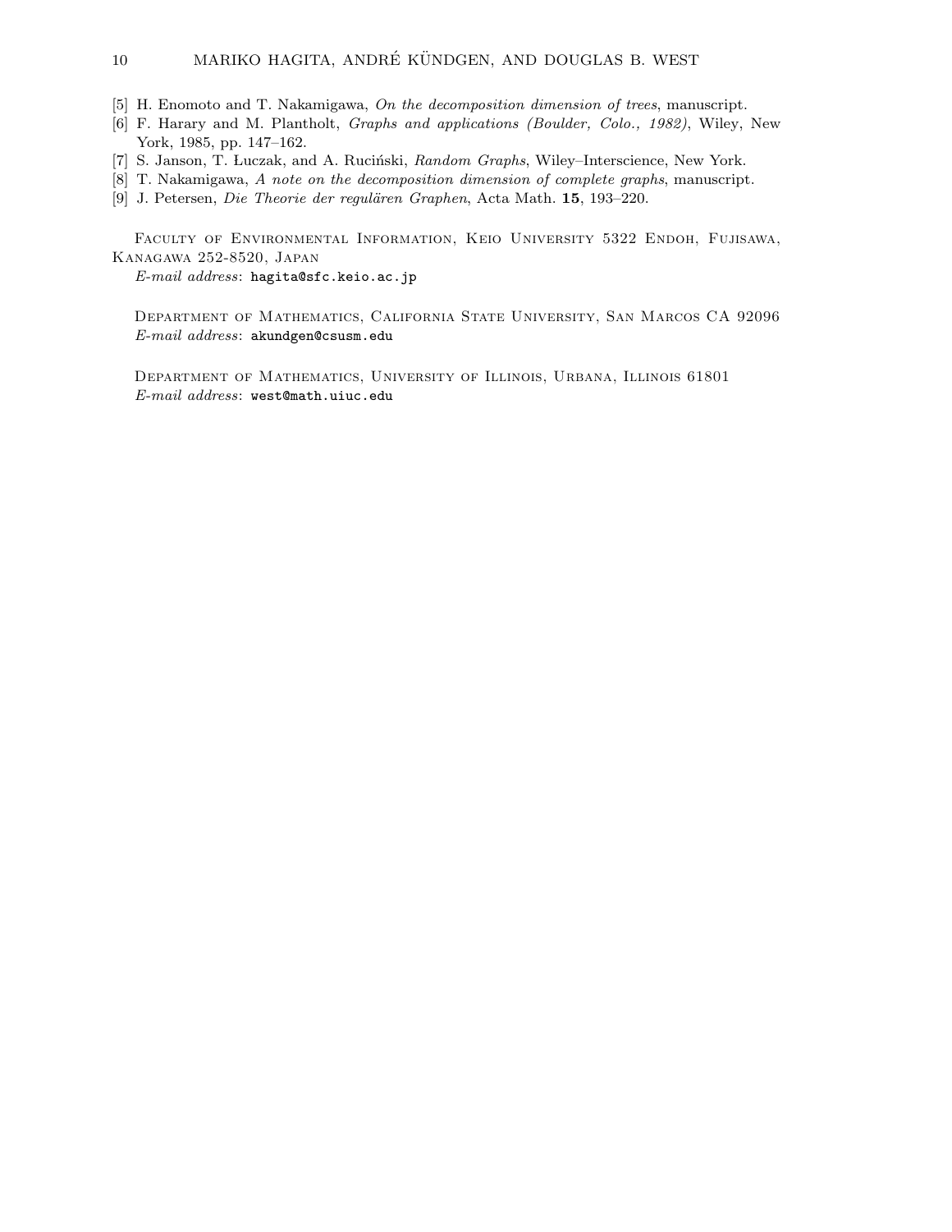[5] H. Enomoto and T. Nakamigawa, *On the decomposition dimension of trees*, manuscript.

[6] F. Harary and M. Plantholt, *Graphs and applications (Boulder, Colo., 1982)*, Wiley, New York, 1985, pp. 147–162.

[7] S. Janson, T. Łuczak, and A. Ruciński, *Random Graphs*, Wiley–Interscience, New York.

[8] T. Nakamigawa, *A note on the decomposition dimension of complete graphs*, manuscript.

[9] J. Petersen, *Die Theorie der regulären Graphen*, Acta Math. **15**, 193–220.

Faculty of Environmental Information, Keio University 5322 Endoh, Fujisawa, Kanagawa 252-8520, Japan

*E-mail address*: hagita@sfc.keio.ac.jp

Department of Mathematics, California State University, San Marcos CA 92096

*E-mail address*: akundgen@csusm.edu

Department of Mathematics, University of Illinois, Urbana, Illinois 61801

*E-mail address*: west@math.uiuc.edu